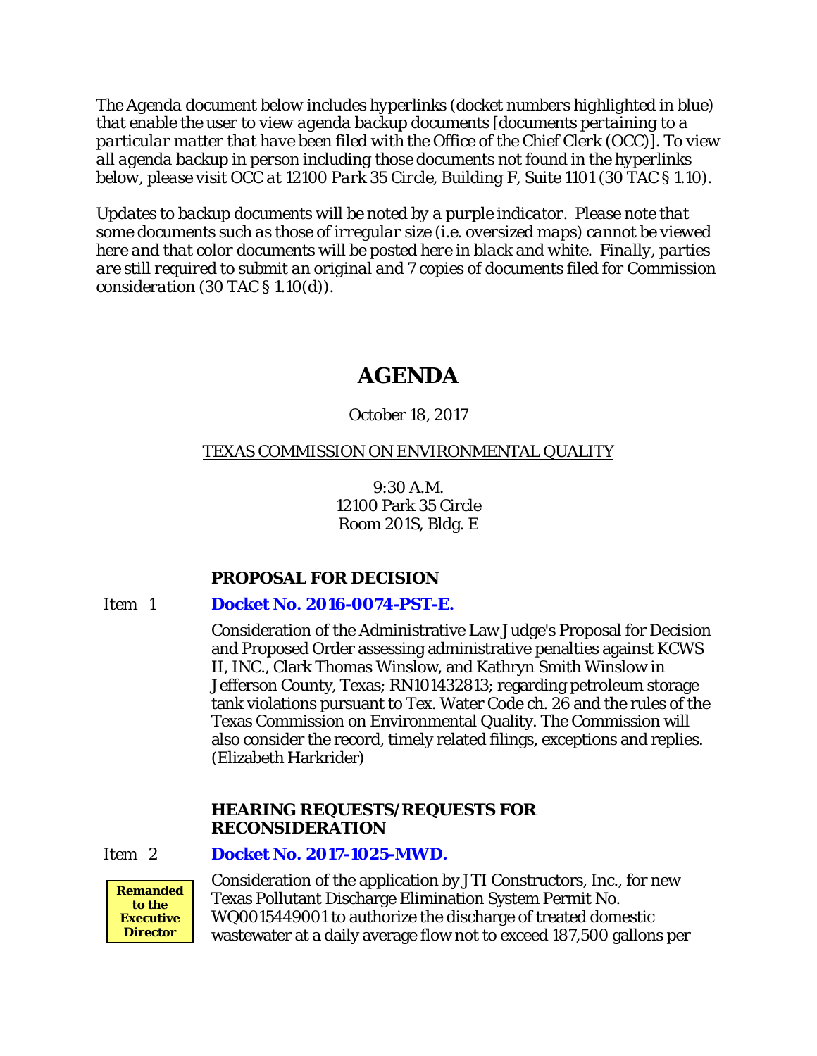*The Agenda document below includes hyperlinks (docket numbers highlighted in blue) that enable the user to view agenda backup documents [documents pertaining to a particular matter that have been filed with the Office of the Chief Clerk (OCC)]. To view all agenda backup in person including those documents not found in the hyperlinks below, please visit OCC at 12100 Park 35 Circle, Building F, Suite 1101 (30 TAC § 1.10).*

*Updates to backup documents will be noted by a purple indicator. Please note that some documents such as those of irregular size (i.e. oversized maps) cannot be viewed here and that color documents will be posted here in black and white. Finally, parties are still required to submit an original and 7 copies of documents filed for Commission consideration (30 TAC § 1.10(d)).*

# AGENDA

October 18, 2017

TEXAS COMMISSION ON ENVIRONMENTAL QUALITY

9:30 A.M.
12100 Park 35 Circle
Room 201S, Bldg. E

## PROPOSAL FOR DECISION

Item 1 **Docket No. 2016-0074-PST-E.**

Consideration of the Administrative Law Judge's Proposal for Decision and Proposed Order assessing administrative penalties against KCWS II, INC., Clark Thomas Winslow, and Kathryn Smith Winslow in Jefferson County, Texas; RN101432813; regarding petroleum storage tank violations pursuant to Tex. Water Code ch. 26 and the rules of the Texas Commission on Environmental Quality. The Commission will also consider the record, timely related filings, exceptions and replies. (Elizabeth Harkrider)

## HEARING REQUESTS/REQUESTS FOR RECONSIDERATION

Item 2 **Docket No. 2017-1025-MWD.**

**Remanded to the Executive Director**

Consideration of the application by JTI Constructors, Inc., for new Texas Pollutant Discharge Elimination System Permit No. WQ0015449001 to authorize the discharge of treated domestic wastewater at a daily average flow not to exceed 187,500 gallons per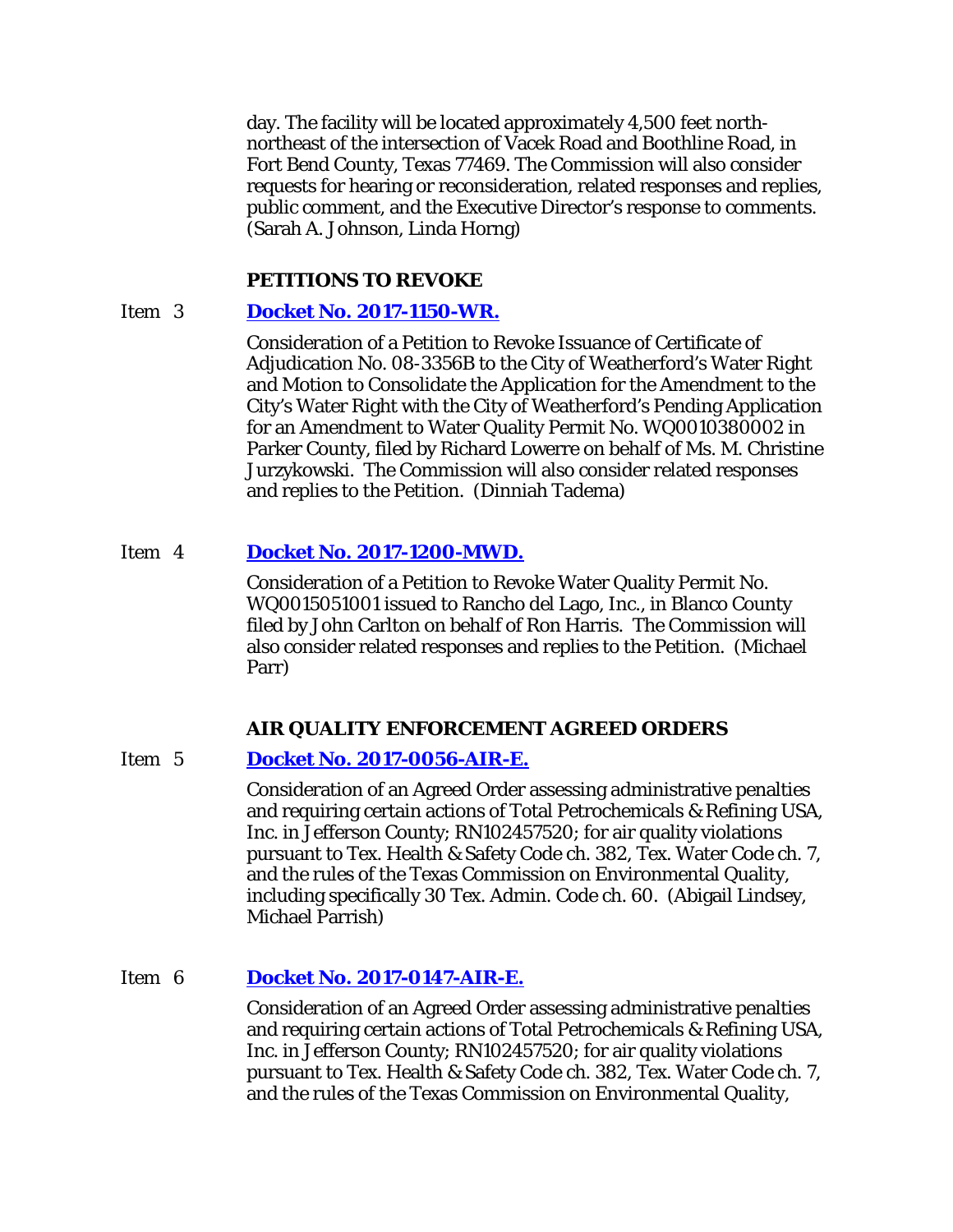day. The facility will be located approximately 4,500 feet north-northeast of the intersection of Vacek Road and Boothline Road, in Fort Bend County, Texas 77469. The Commission will also consider requests for hearing or reconsideration, related responses and replies, public comment, and the Executive Director's response to comments. (Sarah A. Johnson, Linda Horng)

## PETITIONS TO REVOKE

Item 3 **[Docket No. 2017-1150-WR.]**

Consideration of a Petition to Revoke Issuance of Certificate of Adjudication No. 08-3356B to the City of Weatherford's Water Right and Motion to Consolidate the Application for the Amendment to the City's Water Right with the City of Weatherford's Pending Application for an Amendment to Water Quality Permit No. WQ0010380002 in Parker County, filed by Richard Lowerre on behalf of Ms. M. Christine Jurzykowski. The Commission will also consider related responses and replies to the Petition. (Dinniah Tadema)

Item 4 **[Docket No. 2017-1200-MWD.]**

Consideration of a Petition to Revoke Water Quality Permit No. WQ0015051001 issued to Rancho del Lago, Inc., in Blanco County filed by John Carlton on behalf of Ron Harris. The Commission will also consider related responses and replies to the Petition. (Michael Parr)

## AIR QUALITY ENFORCEMENT AGREED ORDERS

Item 5 **[Docket No. 2017-0056-AIR-E.]**

Consideration of an Agreed Order assessing administrative penalties and requiring certain actions of Total Petrochemicals & Refining USA, Inc. in Jefferson County; RN102457520; for air quality violations pursuant to Tex. Health & Safety Code ch. 382, Tex. Water Code ch. 7, and the rules of the Texas Commission on Environmental Quality, including specifically 30 Tex. Admin. Code ch. 60. (Abigail Lindsey, Michael Parrish)

Item 6 **[Docket No. 2017-0147-AIR-E.]**

Consideration of an Agreed Order assessing administrative penalties and requiring certain actions of Total Petrochemicals & Refining USA, Inc. in Jefferson County; RN102457520; for air quality violations pursuant to Tex. Health & Safety Code ch. 382, Tex. Water Code ch. 7, and the rules of the Texas Commission on Environmental Quality,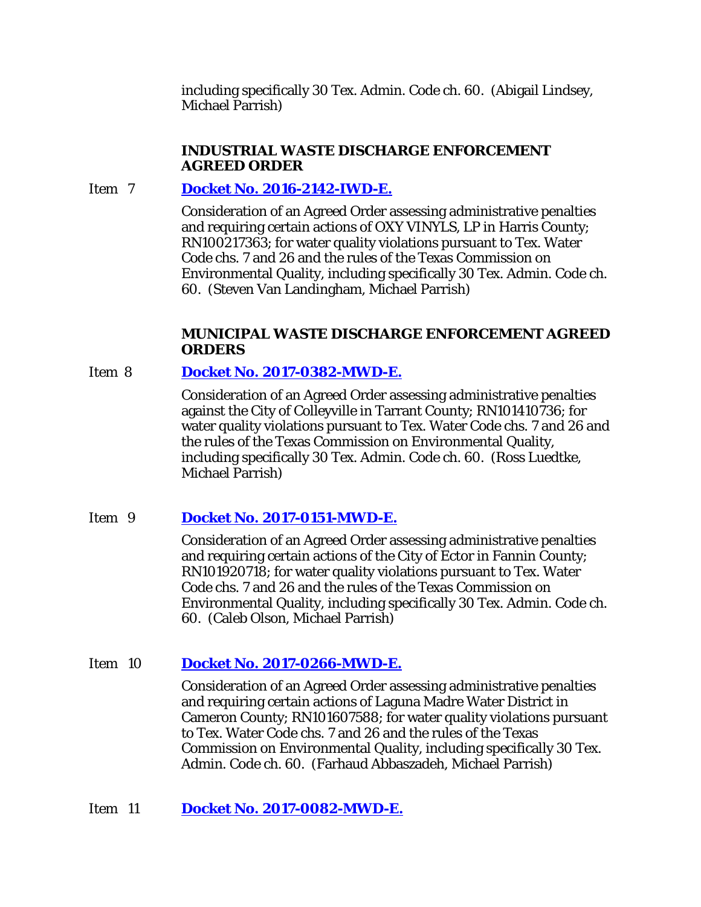including specifically 30 Tex. Admin. Code ch. 60. (Abigail Lindsey, Michael Parrish)

**INDUSTRIAL WASTE DISCHARGE ENFORCEMENT AGREED ORDER**

Item 7 **Docket No. 2016-2142-IWD-E.**

Consideration of an Agreed Order assessing administrative penalties and requiring certain actions of OXY VINYLS, LP in Harris County; RN100217363; for water quality violations pursuant to Tex. Water Code chs. 7 and 26 and the rules of the Texas Commission on Environmental Quality, including specifically 30 Tex. Admin. Code ch. 60. (Steven Van Landingham, Michael Parrish)

**MUNICIPAL WASTE DISCHARGE ENFORCEMENT AGREED ORDERS**

Item 8 **Docket No. 2017-0382-MWD-E.**

Consideration of an Agreed Order assessing administrative penalties against the City of Colleyville in Tarrant County; RN101410736; for water quality violations pursuant to Tex. Water Code chs. 7 and 26 and the rules of the Texas Commission on Environmental Quality, including specifically 30 Tex. Admin. Code ch. 60. (Ross Luedtke, Michael Parrish)

Item 9 **Docket No. 2017-0151-MWD-E.**

Consideration of an Agreed Order assessing administrative penalties and requiring certain actions of the City of Ector in Fannin County; RN101920718; for water quality violations pursuant to Tex. Water Code chs. 7 and 26 and the rules of the Texas Commission on Environmental Quality, including specifically 30 Tex. Admin. Code ch. 60. (Caleb Olson, Michael Parrish)

Item 10 **Docket No. 2017-0266-MWD-E.**

Consideration of an Agreed Order assessing administrative penalties and requiring certain actions of Laguna Madre Water District in Cameron County; RN101607588; for water quality violations pursuant to Tex. Water Code chs. 7 and 26 and the rules of the Texas Commission on Environmental Quality, including specifically 30 Tex. Admin. Code ch. 60. (Farhaud Abbaszadeh, Michael Parrish)

Item 11 **Docket No. 2017-0082-MWD-E.**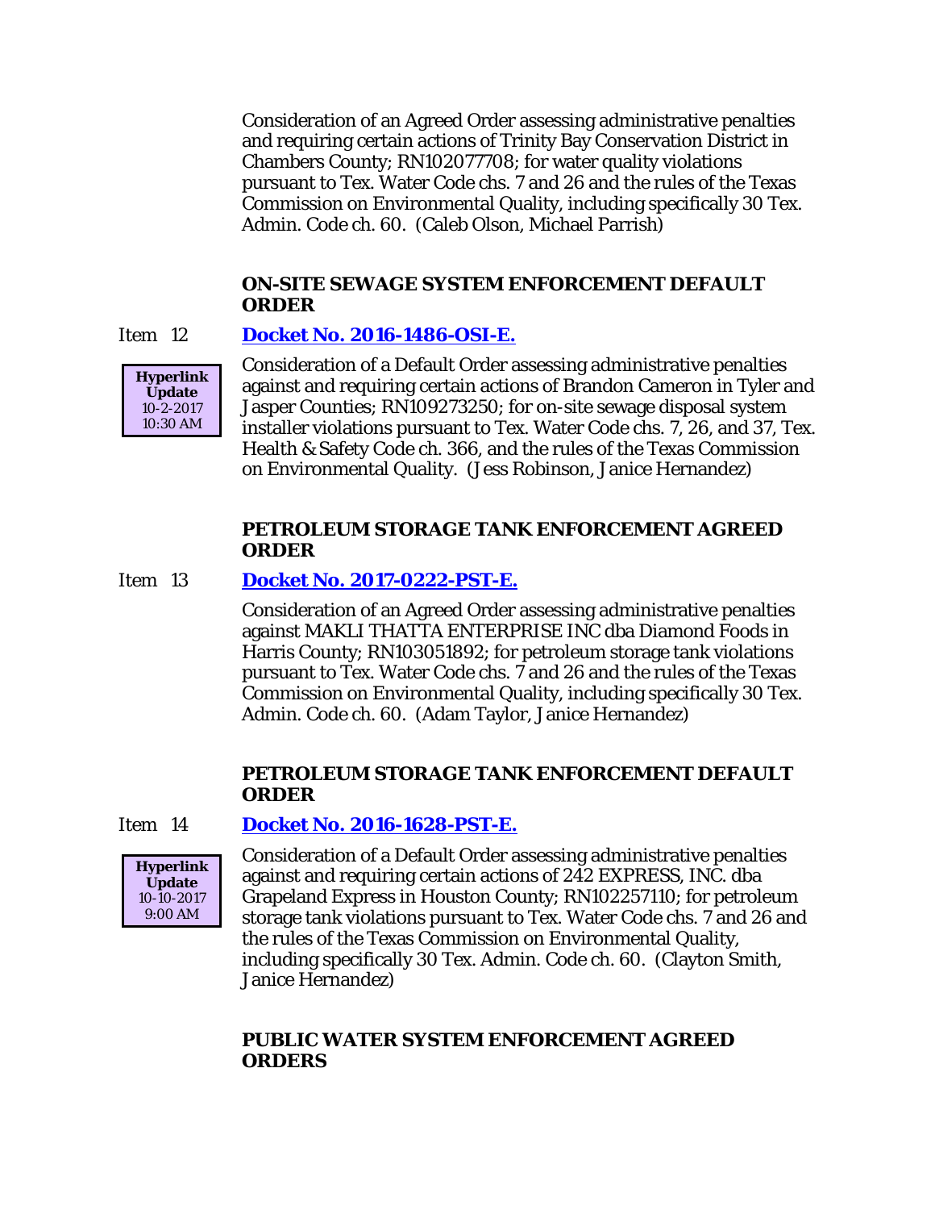Consideration of an Agreed Order assessing administrative penalties and requiring certain actions of Trinity Bay Conservation District in Chambers County; RN102077708; for water quality violations pursuant to Tex. Water Code chs. 7 and 26 and the rules of the Texas Commission on Environmental Quality, including specifically 30 Tex. Admin. Code ch. 60. (Caleb Olson, Michael Parrish)

### ON-SITE SEWAGE SYSTEM ENFORCEMENT DEFAULT ORDER

Item 12 **Docket No. 2016-1486-OSI-E.**

**Hyperlink Update** 10-2-2017 10:30 AM

Consideration of a Default Order assessing administrative penalties against and requiring certain actions of Brandon Cameron in Tyler and Jasper Counties; RN109273250; for on-site sewage disposal system installer violations pursuant to Tex. Water Code chs. 7, 26, and 37, Tex. Health & Safety Code ch. 366, and the rules of the Texas Commission on Environmental Quality. (Jess Robinson, Janice Hernandez)

### PETROLEUM STORAGE TANK ENFORCEMENT AGREED ORDER

Item 13 **Docket No. 2017-0222-PST-E.**

Consideration of an Agreed Order assessing administrative penalties against MAKLI THATTA ENTERPRISE INC dba Diamond Foods in Harris County; RN103051892; for petroleum storage tank violations pursuant to Tex. Water Code chs. 7 and 26 and the rules of the Texas Commission on Environmental Quality, including specifically 30 Tex. Admin. Code ch. 60. (Adam Taylor, Janice Hernandez)

### PETROLEUM STORAGE TANK ENFORCEMENT DEFAULT ORDER

Item 14 **Docket No. 2016-1628-PST-E.**

**Hyperlink Update** 10-10-2017 9:00 AM

Consideration of a Default Order assessing administrative penalties against and requiring certain actions of 242 EXPRESS, INC. dba Grapeland Express in Houston County; RN102257110; for petroleum storage tank violations pursuant to Tex. Water Code chs. 7 and 26 and the rules of the Texas Commission on Environmental Quality, including specifically 30 Tex. Admin. Code ch. 60. (Clayton Smith, Janice Hernandez)

### PUBLIC WATER SYSTEM ENFORCEMENT AGREED ORDERS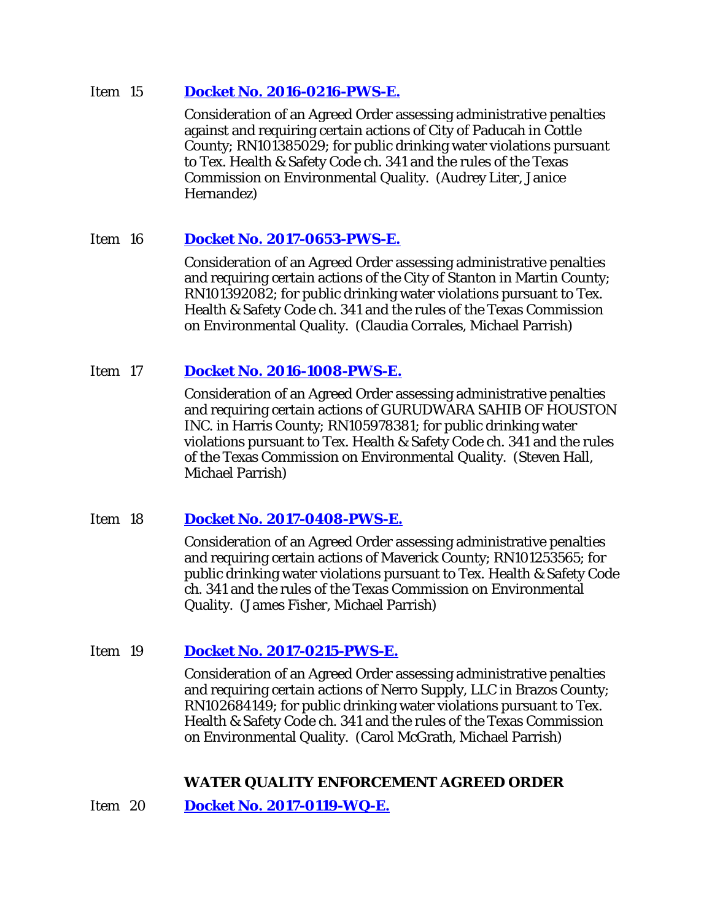Item 15 **Docket No. 2016-0216-PWS-E.**

Consideration of an Agreed Order assessing administrative penalties against and requiring certain actions of City of Paducah in Cottle County; RN101385029; for public drinking water violations pursuant to Tex. Health & Safety Code ch. 341 and the rules of the Texas Commission on Environmental Quality. (Audrey Liter, Janice Hernandez)

Item 16 **Docket No. 2017-0653-PWS-E.**

Consideration of an Agreed Order assessing administrative penalties and requiring certain actions of the City of Stanton in Martin County; RN101392082; for public drinking water violations pursuant to Tex. Health & Safety Code ch. 341 and the rules of the Texas Commission on Environmental Quality. (Claudia Corrales, Michael Parrish)

Item 17 **Docket No. 2016-1008-PWS-E.**

Consideration of an Agreed Order assessing administrative penalties and requiring certain actions of GURUDWARA SAHIB OF HOUSTON INC. in Harris County; RN105978381; for public drinking water violations pursuant to Tex. Health & Safety Code ch. 341 and the rules of the Texas Commission on Environmental Quality. (Steven Hall, Michael Parrish)

Item 18 **Docket No. 2017-0408-PWS-E.**

Consideration of an Agreed Order assessing administrative penalties and requiring certain actions of Maverick County; RN101253565; for public drinking water violations pursuant to Tex. Health & Safety Code ch. 341 and the rules of the Texas Commission on Environmental Quality. (James Fisher, Michael Parrish)

Item 19 **Docket No. 2017-0215-PWS-E.**

Consideration of an Agreed Order assessing administrative penalties and requiring certain actions of Nerro Supply, LLC in Brazos County; RN102684149; for public drinking water violations pursuant to Tex. Health & Safety Code ch. 341 and the rules of the Texas Commission on Environmental Quality. (Carol McGrath, Michael Parrish)

**WATER QUALITY ENFORCEMENT AGREED ORDER**

Item 20 **Docket No. 2017-0119-WQ-E.**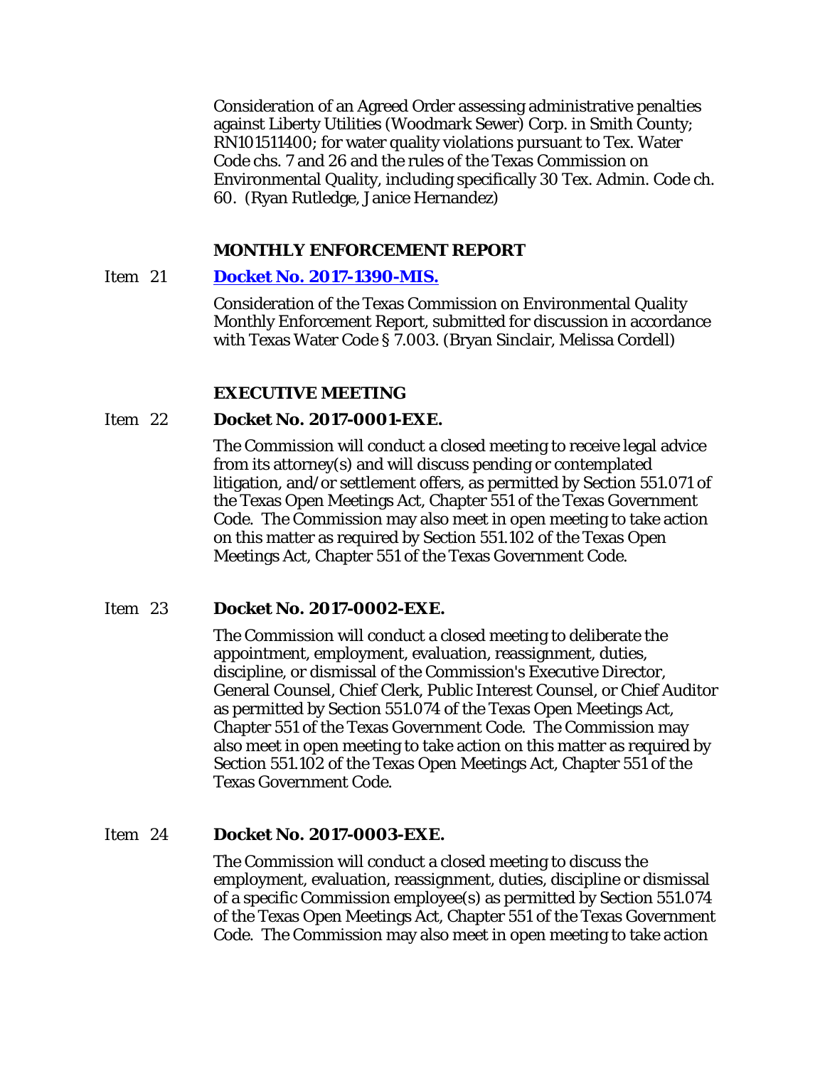Consideration of an Agreed Order assessing administrative penalties against Liberty Utilities (Woodmark Sewer) Corp. in Smith County; RN101511400; for water quality violations pursuant to Tex. Water Code chs. 7 and 26 and the rules of the Texas Commission on Environmental Quality, including specifically 30 Tex. Admin. Code ch. 60. (Ryan Rutledge, Janice Hernandez)

**MONTHLY ENFORCEMENT REPORT**

Item 21 **Docket No. 2017-1390-MIS.**

Consideration of the Texas Commission on Environmental Quality Monthly Enforcement Report, submitted for discussion in accordance with Texas Water Code § 7.003. (Bryan Sinclair, Melissa Cordell)

**EXECUTIVE MEETING**

Item 22 **Docket No. 2017-0001-EXE.**

The Commission will conduct a closed meeting to receive legal advice from its attorney(s) and will discuss pending or contemplated litigation, and/or settlement offers, as permitted by Section 551.071 of the Texas Open Meetings Act, Chapter 551 of the Texas Government Code. The Commission may also meet in open meeting to take action on this matter as required by Section 551.102 of the Texas Open Meetings Act, Chapter 551 of the Texas Government Code.

Item 23 **Docket No. 2017-0002-EXE.**

The Commission will conduct a closed meeting to deliberate the appointment, employment, evaluation, reassignment, duties, discipline, or dismissal of the Commission's Executive Director, General Counsel, Chief Clerk, Public Interest Counsel, or Chief Auditor as permitted by Section 551.074 of the Texas Open Meetings Act, Chapter 551 of the Texas Government Code. The Commission may also meet in open meeting to take action on this matter as required by Section 551.102 of the Texas Open Meetings Act, Chapter 551 of the Texas Government Code.

Item 24 **Docket No. 2017-0003-EXE.**

The Commission will conduct a closed meeting to discuss the employment, evaluation, reassignment, duties, discipline or dismissal of a specific Commission employee(s) as permitted by Section 551.074 of the Texas Open Meetings Act, Chapter 551 of the Texas Government Code. The Commission may also meet in open meeting to take action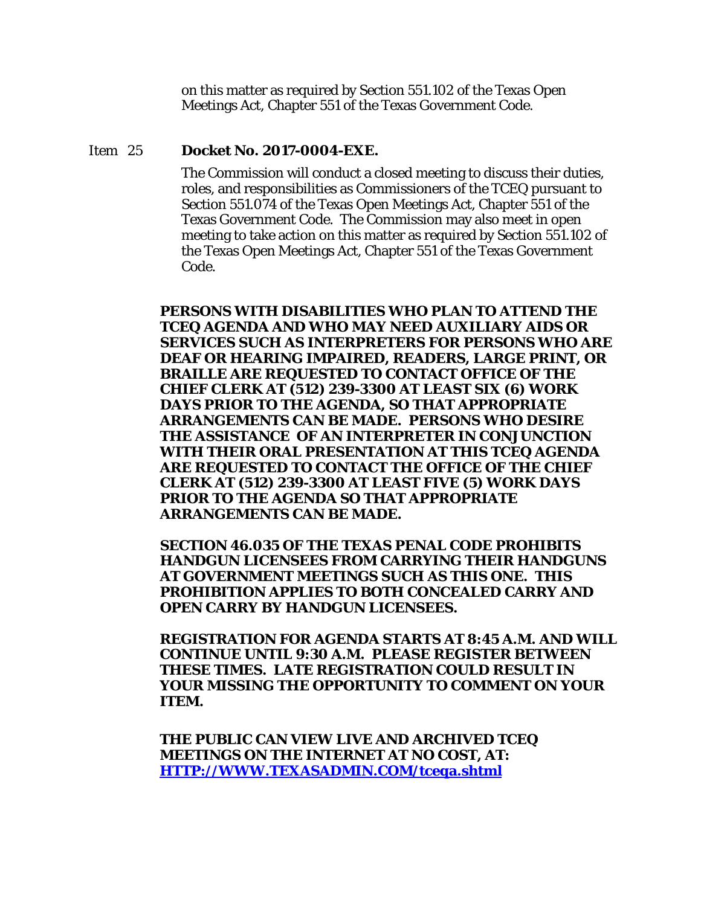on this matter as required by Section 551.102 of the Texas Open Meetings Act, Chapter 551 of the Texas Government Code.

Item 25 **Docket No. 2017-0004-EXE.**

The Commission will conduct a closed meeting to discuss their duties, roles, and responsibilities as Commissioners of the TCEQ pursuant to Section 551.074 of the Texas Open Meetings Act, Chapter 551 of the Texas Government Code. The Commission may also meet in open meeting to take action on this matter as required by Section 551.102 of the Texas Open Meetings Act, Chapter 551 of the Texas Government Code.

**PERSONS WITH DISABILITIES WHO PLAN TO ATTEND THE TCEQ AGENDA AND WHO MAY NEED AUXILIARY AIDS OR SERVICES SUCH AS INTERPRETERS FOR PERSONS WHO ARE DEAF OR HEARING IMPAIRED, READERS, LARGE PRINT, OR BRAILLE ARE REQUESTED TO CONTACT OFFICE OF THE CHIEF CLERK AT (512) 239-3300 AT LEAST SIX (6) WORK DAYS PRIOR TO THE AGENDA, SO THAT APPROPRIATE ARRANGEMENTS CAN BE MADE. PERSONS WHO DESIRE THE ASSISTANCE OF AN INTERPRETER IN CONJUNCTION WITH THEIR ORAL PRESENTATION AT THIS TCEQ AGENDA ARE REQUESTED TO CONTACT THE OFFICE OF THE CHIEF CLERK AT (512) 239-3300 AT LEAST FIVE (5) WORK DAYS PRIOR TO THE AGENDA SO THAT APPROPRIATE ARRANGEMENTS CAN BE MADE.**

**SECTION 46.035 OF THE TEXAS PENAL CODE PROHIBITS HANDGUN LICENSEES FROM CARRYING THEIR HANDGUNS AT GOVERNMENT MEETINGS SUCH AS THIS ONE. THIS PROHIBITION APPLIES TO BOTH CONCEALED CARRY AND OPEN CARRY BY HANDGUN LICENSEES.**

**REGISTRATION FOR AGENDA STARTS AT 8:45 A.M. AND WILL CONTINUE UNTIL 9:30 A.M. PLEASE REGISTER BETWEEN THESE TIMES. LATE REGISTRATION COULD RESULT IN YOUR MISSING THE OPPORTUNITY TO COMMENT ON YOUR ITEM.**

**THE PUBLIC CAN VIEW LIVE AND ARCHIVED TCEQ MEETINGS ON THE INTERNET AT NO COST, AT: [HTTP://WWW.TEXASADMIN.COM/tceqa.shtml](HTTP://WWW.TEXASADMIN.COM/tceqa.shtml)**